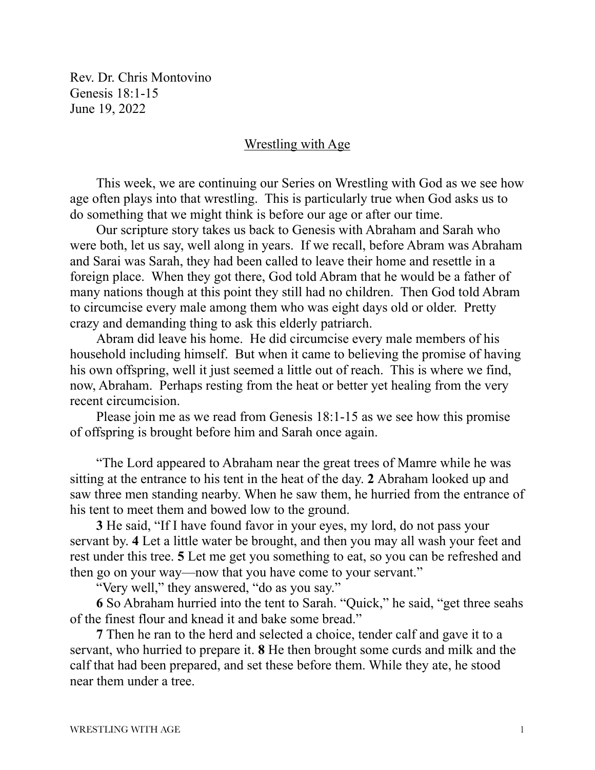Rev. Dr. Chris Montovino
Genesis 18:1-15
June 19, 2022

## Wrestling with Age

This week, we are continuing our Series on Wrestling with God as we see how age often plays into that wrestling. This is particularly true when God asks us to do something that we might think is before our age or after our time.

Our scripture story takes us back to Genesis with Abraham and Sarah who were both, let us say, well along in years. If we recall, before Abram was Abraham and Sarai was Sarah, they had been called to leave their home and resettle in a foreign place. When they got there, God told Abram that he would be a father of many nations though at this point they still had no children. Then God told Abram to circumcise every male among them who was eight days old or older. Pretty crazy and demanding thing to ask this elderly patriarch.

Abram did leave his home. He did circumcise every male members of his household including himself. But when it came to believing the promise of having his own offspring, well it just seemed a little out of reach. This is where we find, now, Abraham. Perhaps resting from the heat or better yet healing from the very recent circumcision.

Please join me as we read from Genesis 18:1-15 as we see how this promise of offspring is brought before him and Sarah once again.

"The Lord appeared to Abraham near the great trees of Mamre while he was sitting at the entrance to his tent in the heat of the day. **2** Abraham looked up and saw three men standing nearby. When he saw them, he hurried from the entrance of his tent to meet them and bowed low to the ground.

**3** He said, "If I have found favor in your eyes, my lord, do not pass your servant by. **4** Let a little water be brought, and then you may all wash your feet and rest under this tree. **5** Let me get you something to eat, so you can be refreshed and then go on your way—now that you have come to your servant."

"Very well," they answered, "do as you say."

**6** So Abraham hurried into the tent to Sarah. "Quick," he said, "get three seahs of the finest flour and knead it and bake some bread."

**7** Then he ran to the herd and selected a choice, tender calf and gave it to a servant, who hurried to prepare it. **8** He then brought some curds and milk and the calf that had been prepared, and set these before them. While they ate, he stood near them under a tree.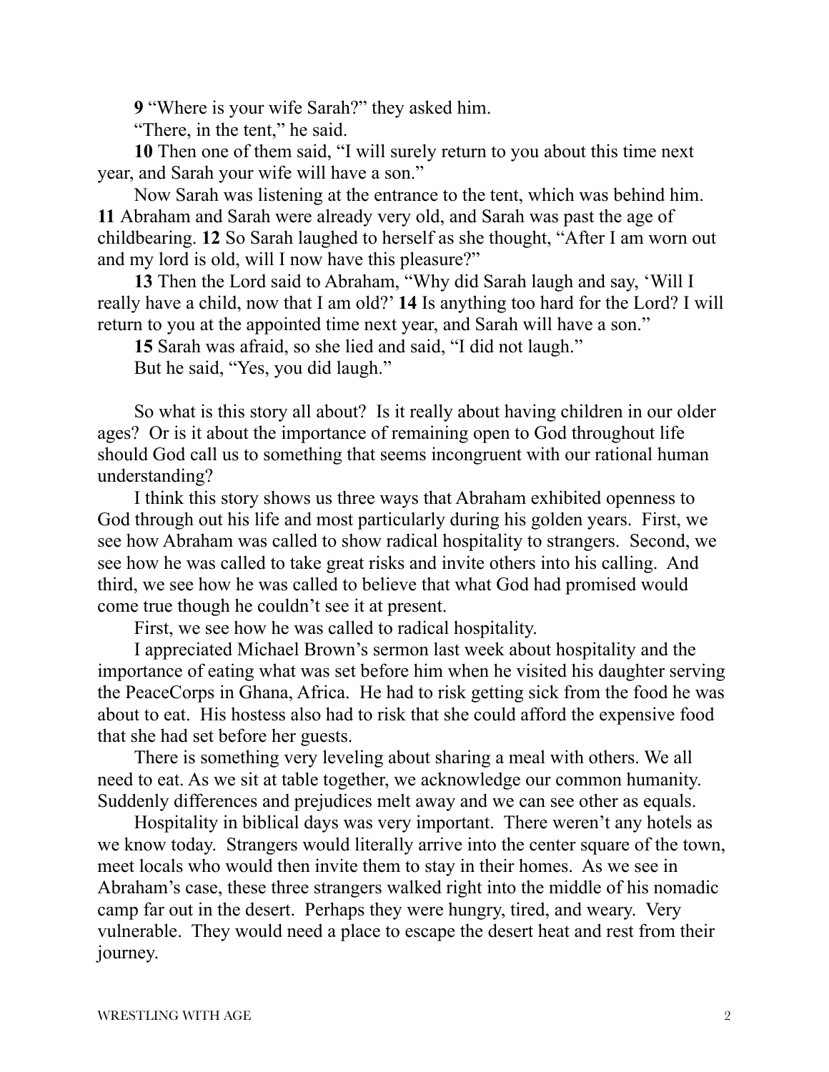**9** "Where is your wife Sarah?" they asked him.

"There, in the tent," he said.

**10** Then one of them said, "I will surely return to you about this time next year, and Sarah your wife will have a son."

Now Sarah was listening at the entrance to the tent, which was behind him. **11** Abraham and Sarah were already very old, and Sarah was past the age of childbearing. **12** So Sarah laughed to herself as she thought, "After I am worn out and my lord is old, will I now have this pleasure?"

**13** Then the Lord said to Abraham, "Why did Sarah laugh and say, 'Will I really have a child, now that I am old?' **14** Is anything too hard for the Lord? I will return to you at the appointed time next year, and Sarah will have a son."

**15** Sarah was afraid, so she lied and said, "I did not laugh."

But he said, "Yes, you did laugh."

So what is this story all about? Is it really about having children in our older ages? Or is it about the importance of remaining open to God throughout life should God call us to something that seems incongruent with our rational human understanding?

I think this story shows us three ways that Abraham exhibited openness to God through out his life and most particularly during his golden years. First, we see how Abraham was called to show radical hospitality to strangers. Second, we see how he was called to take great risks and invite others into his calling. And third, we see how he was called to believe that what God had promised would come true though he couldn't see it at present.

First, we see how he was called to radical hospitality.

I appreciated Michael Brown's sermon last week about hospitality and the importance of eating what was set before him when he visited his daughter serving the PeaceCorps in Ghana, Africa. He had to risk getting sick from the food he was about to eat. His hostess also had to risk that she could afford the expensive food that she had set before her guests.

There is something very leveling about sharing a meal with others. We all need to eat. As we sit at table together, we acknowledge our common humanity. Suddenly differences and prejudices melt away and we can see other as equals.

Hospitality in biblical days was very important. There weren't any hotels as we know today. Strangers would literally arrive into the center square of the town, meet locals who would then invite them to stay in their homes. As we see in Abraham's case, these three strangers walked right into the middle of his nomadic camp far out in the desert. Perhaps they were hungry, tired, and weary. Very vulnerable. They would need a place to escape the desert heat and rest from their journey.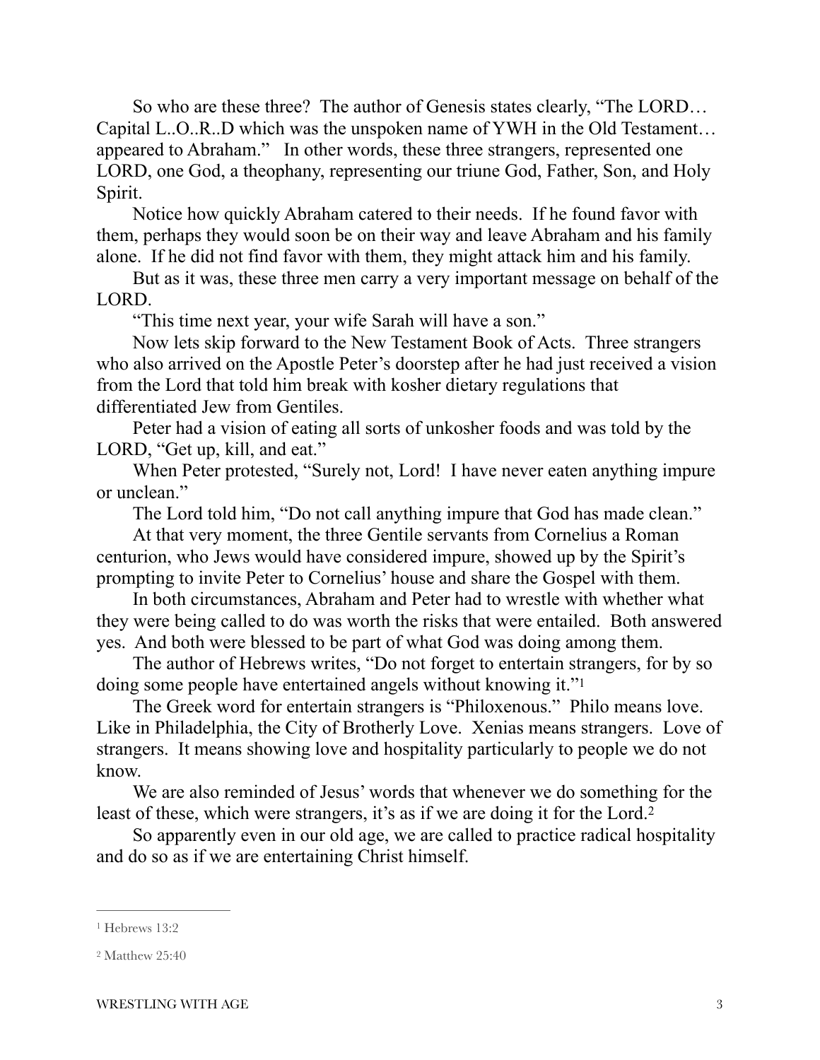So who are these three? The author of Genesis states clearly, "The LORD… Capital L..O..R..D which was the unspoken name of YWH in the Old Testament… appeared to Abraham." In other words, these three strangers, represented one LORD, one God, a theophany, representing our triune God, Father, Son, and Holy Spirit.

Notice how quickly Abraham catered to their needs. If he found favor with them, perhaps they would soon be on their way and leave Abraham and his family alone. If he did not find favor with them, they might attack him and his family.

But as it was, these three men carry a very important message on behalf of the LORD.

"This time next year, your wife Sarah will have a son."

Now lets skip forward to the New Testament Book of Acts. Three strangers who also arrived on the Apostle Peter's doorstep after he had just received a vision from the Lord that told him break with kosher dietary regulations that differentiated Jew from Gentiles.

Peter had a vision of eating all sorts of unkosher foods and was told by the LORD, "Get up, kill, and eat."

When Peter protested, "Surely not, Lord! I have never eaten anything impure or unclean."

The Lord told him, "Do not call anything impure that God has made clean."

At that very moment, the three Gentile servants from Cornelius a Roman centurion, who Jews would have considered impure, showed up by the Spirit's prompting to invite Peter to Cornelius' house and share the Gospel with them.

In both circumstances, Abraham and Peter had to wrestle with whether what they were being called to do was worth the risks that were entailed. Both answered yes. And both were blessed to be part of what God was doing among them.

The author of Hebrews writes, "Do not forget to entertain strangers, for by so doing some people have entertained angels without knowing it."[1]

The Greek word for entertain strangers is "Philoxenous." Philo means love. Like in Philadelphia, the City of Brotherly Love. Xenias means strangers. Love of strangers. It means showing love and hospitality particularly to people we do not know.

We are also reminded of Jesus' words that whenever we do something for the least of these, which were strangers, it's as if we are doing it for the Lord.[2]

So apparently even in our old age, we are called to practice radical hospitality and do so as if we are entertaining Christ himself.

---

[1] Hebrews 13:2

[2] Matthew 25:40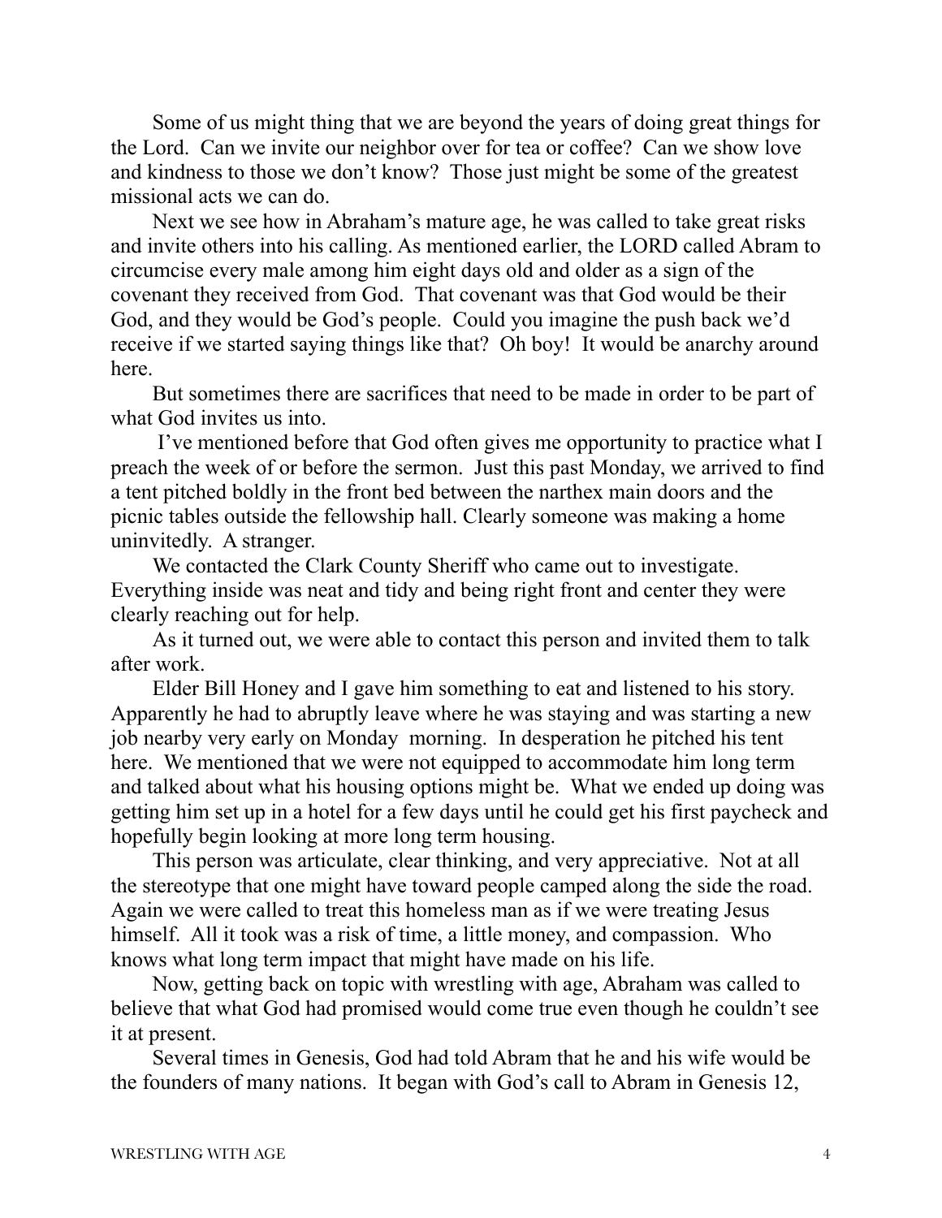Some of us might thing that we are beyond the years of doing great things for the Lord. Can we invite our neighbor over for tea or coffee? Can we show love and kindness to those we don't know? Those just might be some of the greatest missional acts we can do.

Next we see how in Abraham's mature age, he was called to take great risks and invite others into his calling. As mentioned earlier, the LORD called Abram to circumcise every male among him eight days old and older as a sign of the covenant they received from God. That covenant was that God would be their God, and they would be God's people. Could you imagine the push back we'd receive if we started saying things like that? Oh boy! It would be anarchy around here.

But sometimes there are sacrifices that need to be made in order to be part of what God invites us into.

I've mentioned before that God often gives me opportunity to practice what I preach the week of or before the sermon. Just this past Monday, we arrived to find a tent pitched boldly in the front bed between the narthex main doors and the picnic tables outside the fellowship hall. Clearly someone was making a home uninvitedly. A stranger.

We contacted the Clark County Sheriff who came out to investigate. Everything inside was neat and tidy and being right front and center they were clearly reaching out for help.

As it turned out, we were able to contact this person and invited them to talk after work.

Elder Bill Honey and I gave him something to eat and listened to his story. Apparently he had to abruptly leave where he was staying and was starting a new job nearby very early on Monday morning. In desperation he pitched his tent here. We mentioned that we were not equipped to accommodate him long term and talked about what his housing options might be. What we ended up doing was getting him set up in a hotel for a few days until he could get his first paycheck and hopefully begin looking at more long term housing.

This person was articulate, clear thinking, and very appreciative. Not at all the stereotype that one might have toward people camped along the side the road. Again we were called to treat this homeless man as if we were treating Jesus himself. All it took was a risk of time, a little money, and compassion. Who knows what long term impact that might have made on his life.

Now, getting back on topic with wrestling with age, Abraham was called to believe that what God had promised would come true even though he couldn't see it at present.

Several times in Genesis, God had told Abram that he and his wife would be the founders of many nations. It began with God's call to Abram in Genesis 12,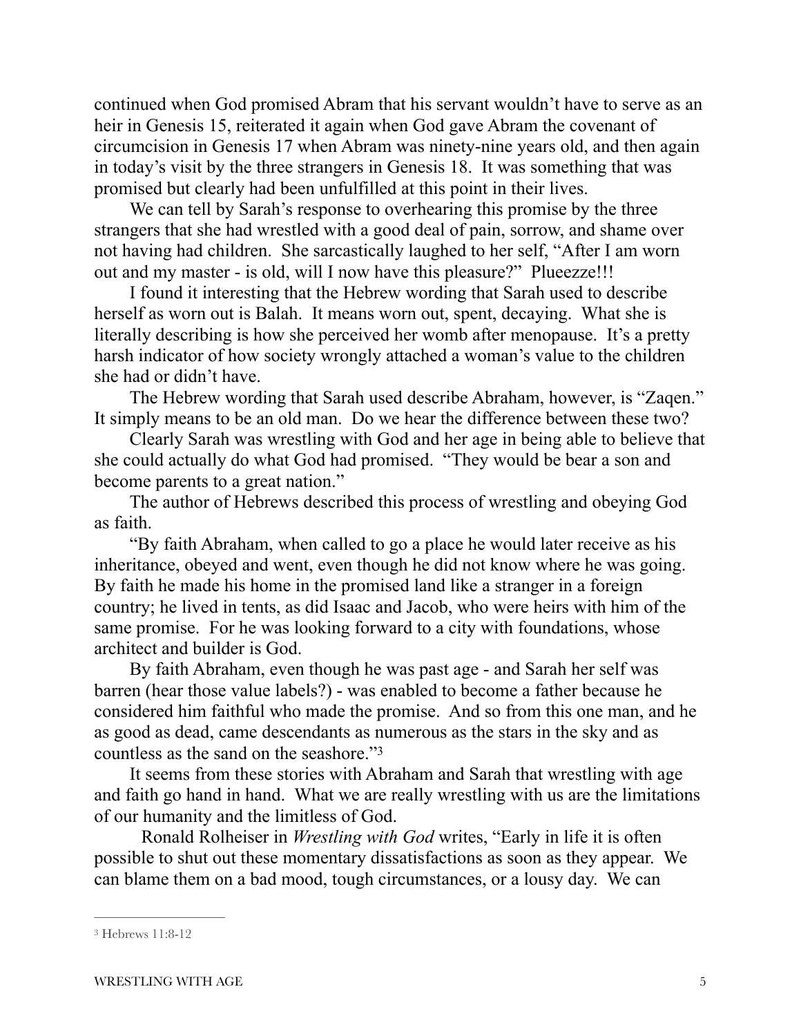continued when God promised Abram that his servant wouldn't have to serve as an heir in Genesis 15, reiterated it again when God gave Abram the covenant of circumcision in Genesis 17 when Abram was ninety-nine years old, and then again in today's visit by the three strangers in Genesis 18. It was something that was promised but clearly had been unfulfilled at this point in their lives.

We can tell by Sarah's response to overhearing this promise by the three strangers that she had wrestled with a good deal of pain, sorrow, and shame over not having had children. She sarcastically laughed to her self, "After I am worn out and my master - is old, will I now have this pleasure?" Plueezze!!!

I found it interesting that the Hebrew wording that Sarah used to describe herself as worn out is Balah. It means worn out, spent, decaying. What she is literally describing is how she perceived her womb after menopause. It's a pretty harsh indicator of how society wrongly attached a woman's value to the children she had or didn't have.

The Hebrew wording that Sarah used describe Abraham, however, is "Zaqen." It simply means to be an old man. Do we hear the difference between these two?

Clearly Sarah was wrestling with God and her age in being able to believe that she could actually do what God had promised. "They would be bear a son and become parents to a great nation."

The author of Hebrews described this process of wrestling and obeying God as faith.

"By faith Abraham, when called to go a place he would later receive as his inheritance, obeyed and went, even though he did not know where he was going. By faith he made his home in the promised land like a stranger in a foreign country; he lived in tents, as did Isaac and Jacob, who were heirs with him of the same promise. For he was looking forward to a city with foundations, whose architect and builder is God.

By faith Abraham, even though he was past age - and Sarah her self was barren (hear those value labels?) - was enabled to become a father because he considered him faithful who made the promise. And so from this one man, and he as good as dead, came descendants as numerous as the stars in the sky and as countless as the sand on the seashore."[3]

It seems from these stories with Abraham and Sarah that wrestling with age and faith go hand in hand. What we are really wrestling with us are the limitations of our humanity and the limitless of God.

Ronald Rolheiser in *Wrestling with God* writes, "Early in life it is often possible to shut out these momentary dissatisfactions as soon as they appear. We can blame them on a bad mood, tough circumstances, or a lousy day. We can

---

[3] Hebrews 11:8-12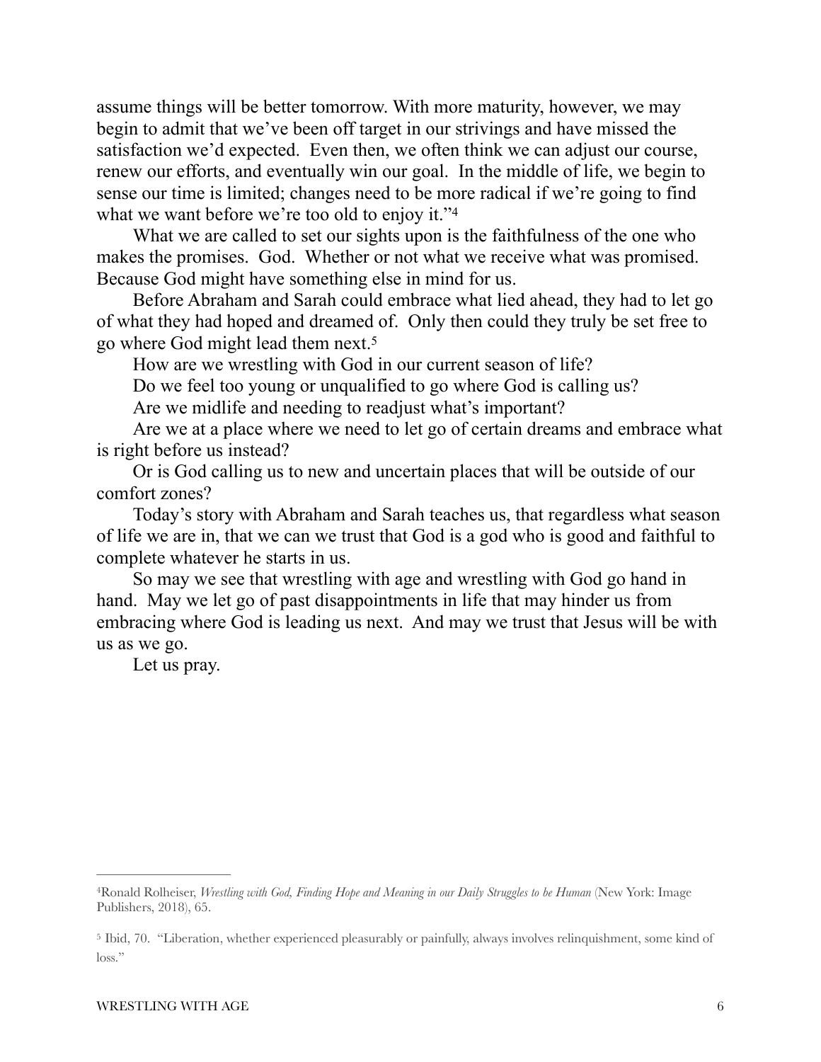assume things will be better tomorrow. With more maturity, however, we may begin to admit that we've been off target in our strivings and have missed the satisfaction we'd expected. Even then, we often think we can adjust our course, renew our efforts, and eventually win our goal. In the middle of life, we begin to sense our time is limited; changes need to be more radical if we're going to find what we want before we're too old to enjoy it."[4]

What we are called to set our sights upon is the faithfulness of the one who makes the promises. God. Whether or not what we receive what was promised. Because God might have something else in mind for us.

Before Abraham and Sarah could embrace what lied ahead, they had to let go of what they had hoped and dreamed of. Only then could they truly be set free to go where God might lead them next.[5]

How are we wrestling with God in our current season of life?

Do we feel too young or unqualified to go where God is calling us?

Are we midlife and needing to readjust what's important?

Are we at a place where we need to let go of certain dreams and embrace what is right before us instead?

Or is God calling us to new and uncertain places that will be outside of our comfort zones?

Today's story with Abraham and Sarah teaches us, that regardless what season of life we are in, that we can we trust that God is a god who is good and faithful to complete whatever he starts in us.

So may we see that wrestling with age and wrestling with God go hand in hand. May we let go of past disappointments in life that may hinder us from embracing where God is leading us next. And may we trust that Jesus will be with us as we go.

Let us pray.

---

[4]Ronald Rolheiser, *Wrestling with God, Finding Hope and Meaning in our Daily Struggles to be Human* (New York: Image Publishers, 2018), 65.

[5] Ibid, 70. "Liberation, whether experienced pleasurably or painfully, always involves relinquishment, some kind of loss."